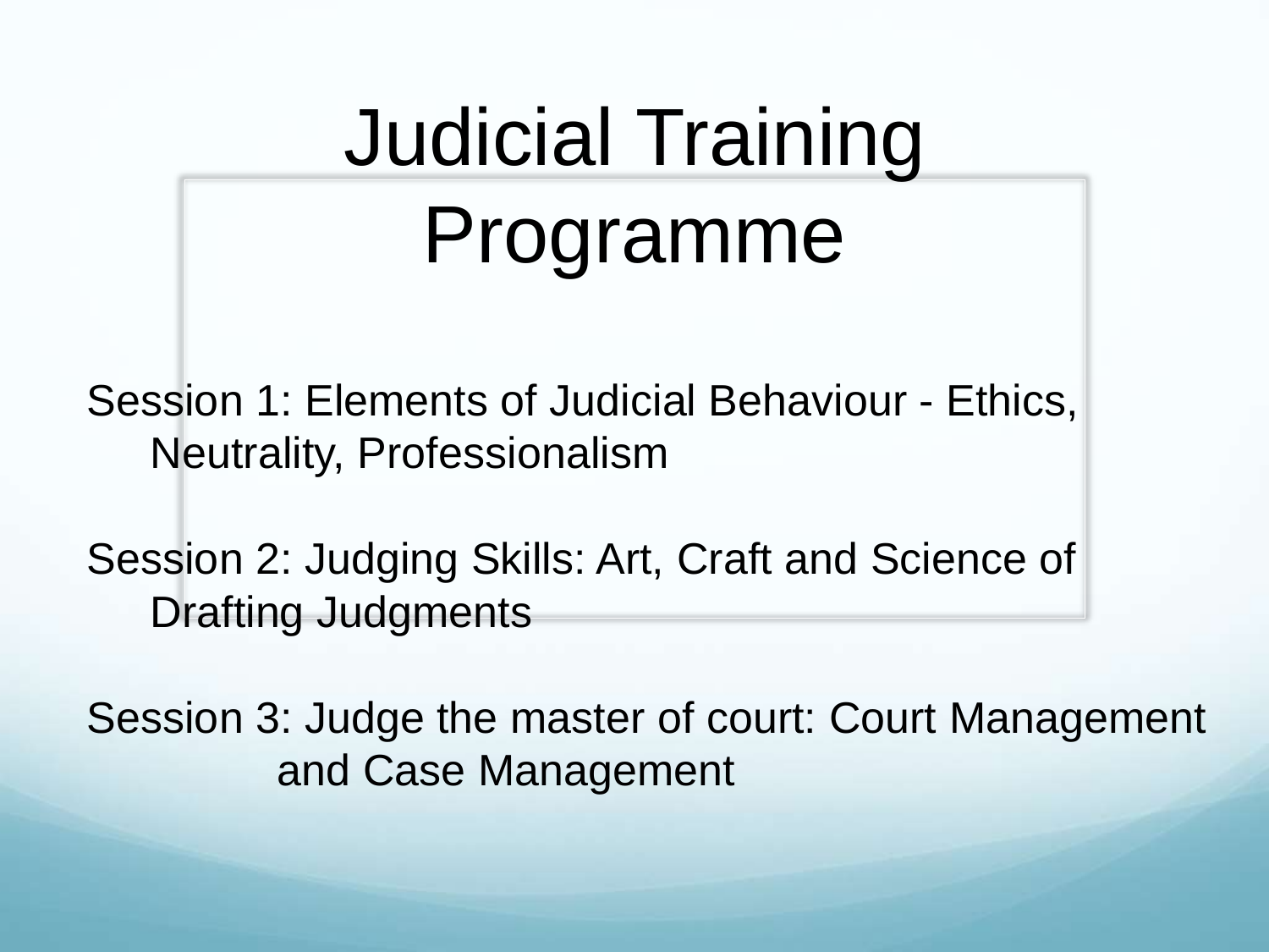# Judicial Training Programme

Session 1: Elements of Judicial Behaviour - Ethics, Neutrality, Professionalism

Session 2: Judging Skills: Art, Craft and Science of Drafting Judgments

Session 3: Judge the master of court: Court Management and Case Management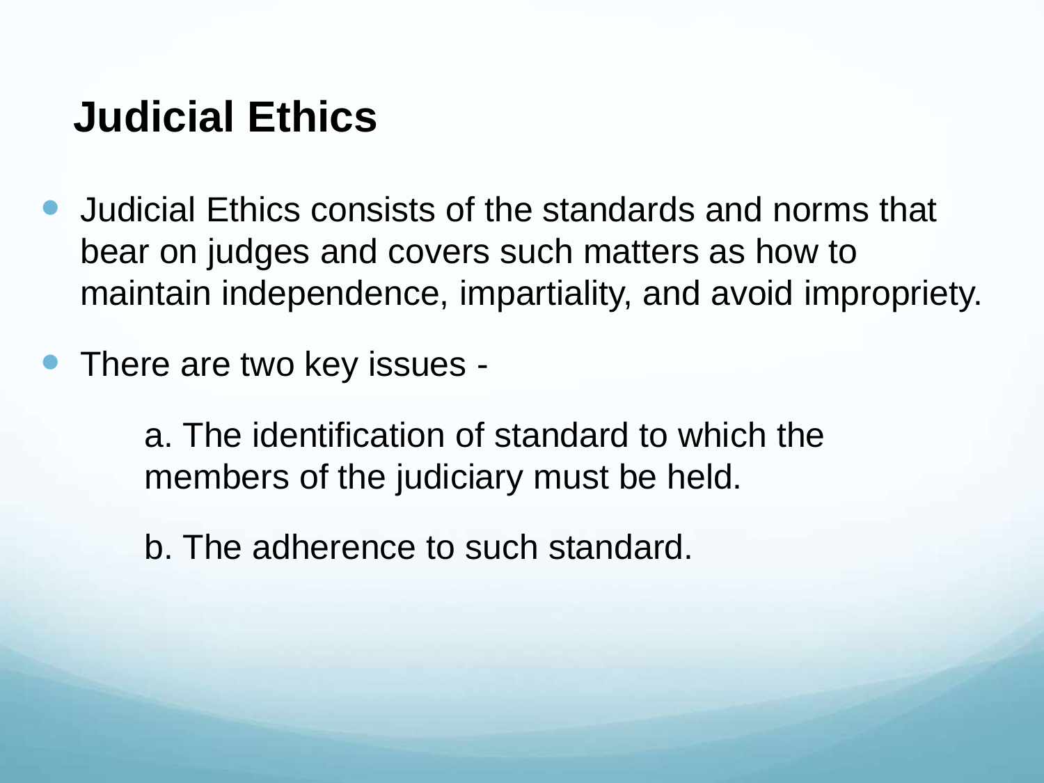# Judicial Ethics

- Judicial Ethics consists of the standards and norms that bear on judges and covers such matters as how to maintain independence, impartiality, and avoid impropriety.
- There are two key issues -

    a. The identification of standard to which the members of the judiciary must be held.

    b. The adherence to such standard.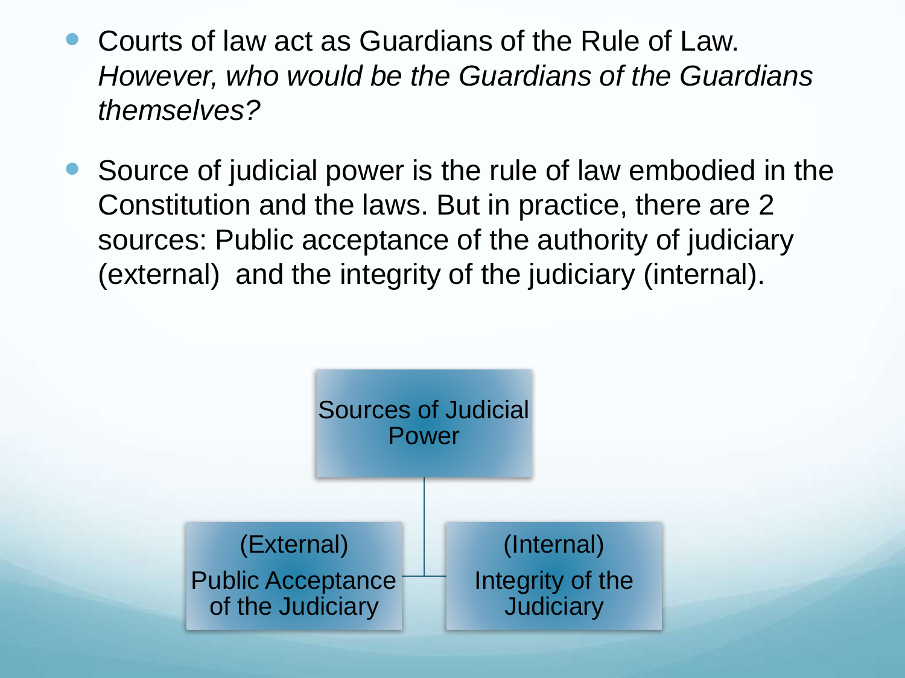- Courts of law act as Guardians of the Rule of Law. *However, who would be the Guardians of the Guardians themselves?*

- Source of judicial power is the rule of law embodied in the Constitution and the laws. But in practice, there are 2 sources: Public acceptance of the authority of judiciary (external) and the integrity of the judiciary (internal).

Sources of Judicial Power

- (External) Public Acceptance of the Judiciary
- (Internal) Integrity of the Judiciary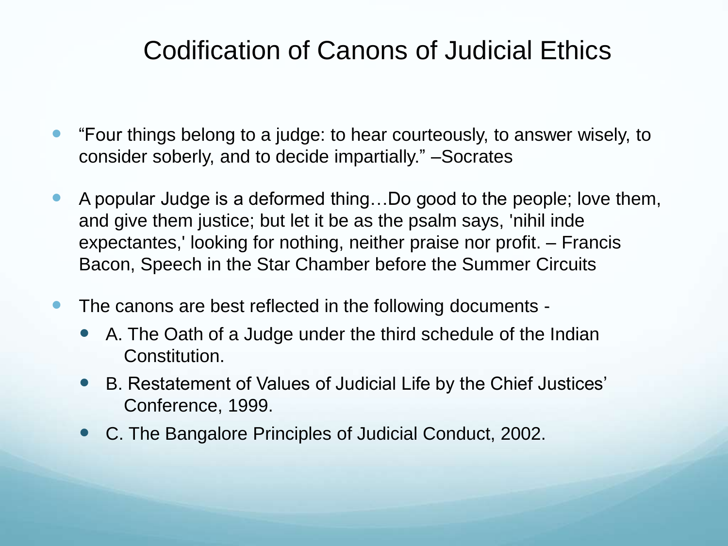# Codification of Canons of Judicial Ethics

- "Four things belong to a judge: to hear courteously, to answer wisely, to consider soberly, and to decide impartially." –Socrates

- A popular Judge is a deformed thing…Do good to the people; love them, and give them justice; but let it be as the psalm says, 'nihil inde expectantes,' looking for nothing, neither praise nor profit. – Francis Bacon, Speech in the Star Chamber before the Summer Circuits

- The canons are best reflected in the following documents -
  - A. The Oath of a Judge under the third schedule of the Indian Constitution.
  - B. Restatement of Values of Judicial Life by the Chief Justices' Conference, 1999.
  - C. The Bangalore Principles of Judicial Conduct, 2002.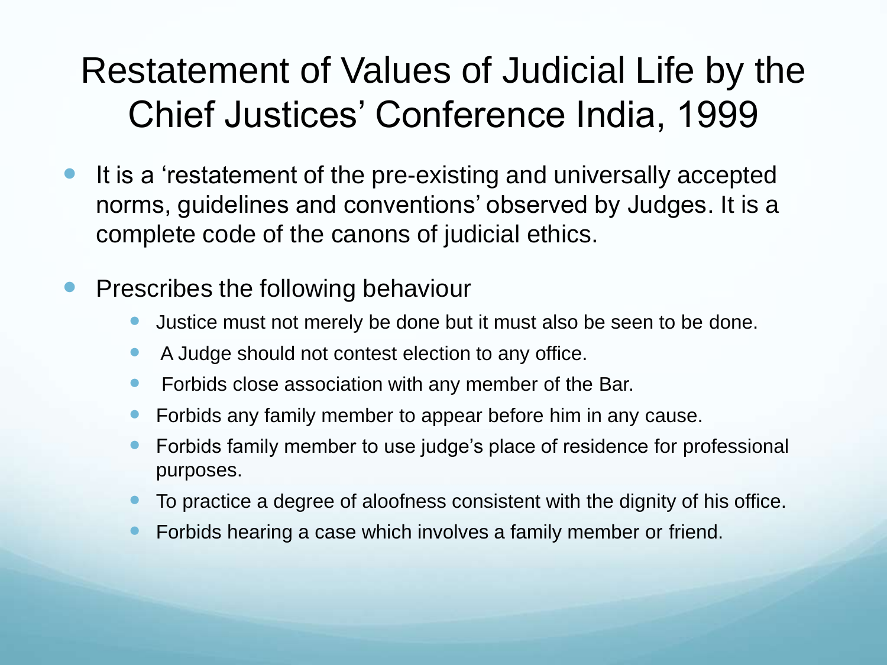# Restatement of Values of Judicial Life by the Chief Justices' Conference India, 1999

- It is a 'restatement of the pre-existing and universally accepted norms, guidelines and conventions' observed by Judges. It is a complete code of the canons of judicial ethics.
- Prescribes the following behaviour
  - Justice must not merely be done but it must also be seen to be done.
  - A Judge should not contest election to any office.
  - Forbids close association with any member of the Bar.
  - Forbids any family member to appear before him in any cause.
  - Forbids family member to use judge's place of residence for professional purposes.
  - To practice a degree of aloofness consistent with the dignity of his office.
  - Forbids hearing a case which involves a family member or friend.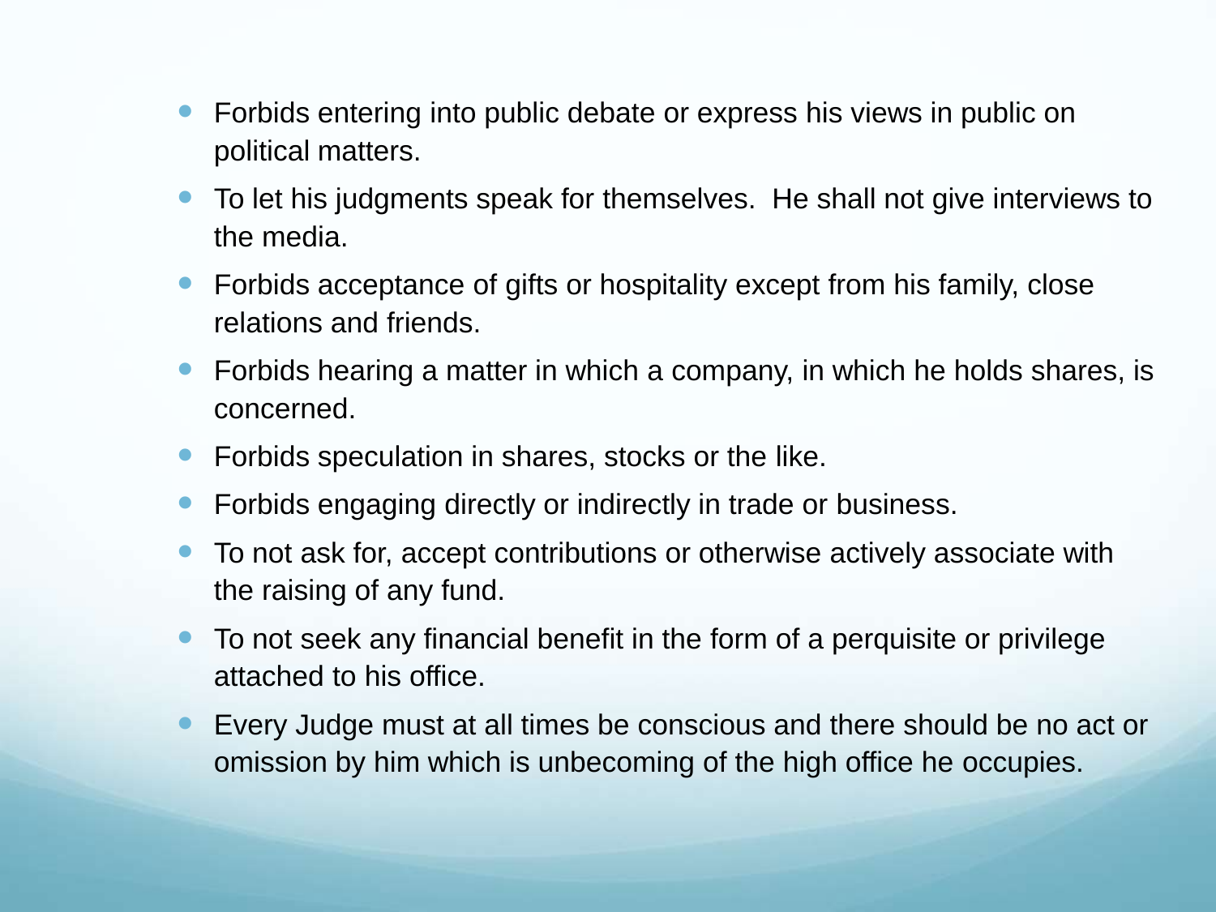- Forbids entering into public debate or express his views in public on political matters.
- To let his judgments speak for themselves.  He shall not give interviews to the media.
- Forbids acceptance of gifts or hospitality except from his family, close relations and friends.
- Forbids hearing a matter in which a company, in which he holds shares, is concerned.
- Forbids speculation in shares, stocks or the like.
- Forbids engaging directly or indirectly in trade or business.
- To not ask for, accept contributions or otherwise actively associate with the raising of any fund.
- To not seek any financial benefit in the form of a perquisite or privilege attached to his office.
- Every Judge must at all times be conscious and there should be no act or omission by him which is unbecoming of the high office he occupies.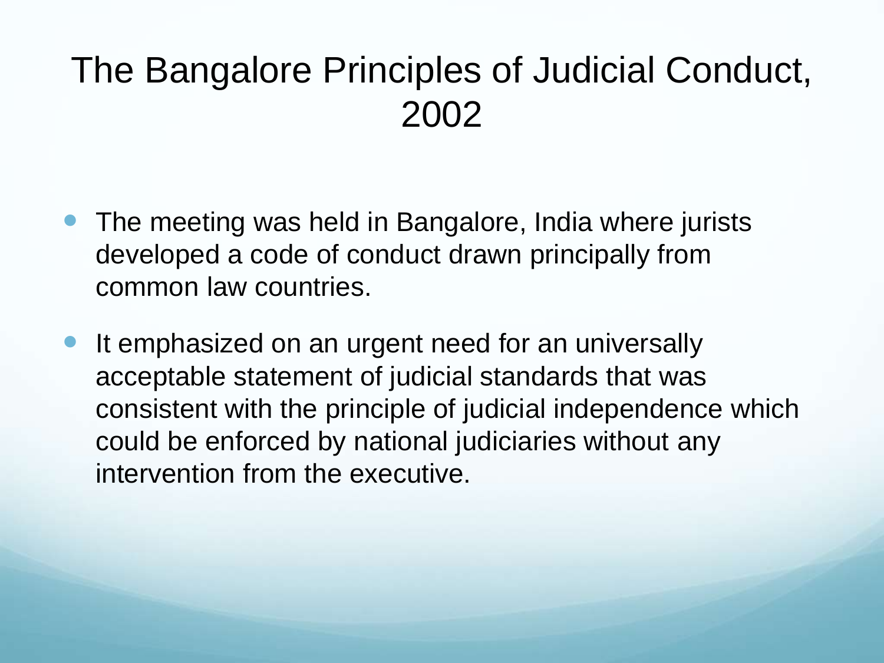# The Bangalore Principles of Judicial Conduct, 2002

- The meeting was held in Bangalore, India where jurists developed a code of conduct drawn principally from common law countries.
- It emphasized on an urgent need for an universally acceptable statement of judicial standards that was consistent with the principle of judicial independence which could be enforced by national judiciaries without any intervention from the executive.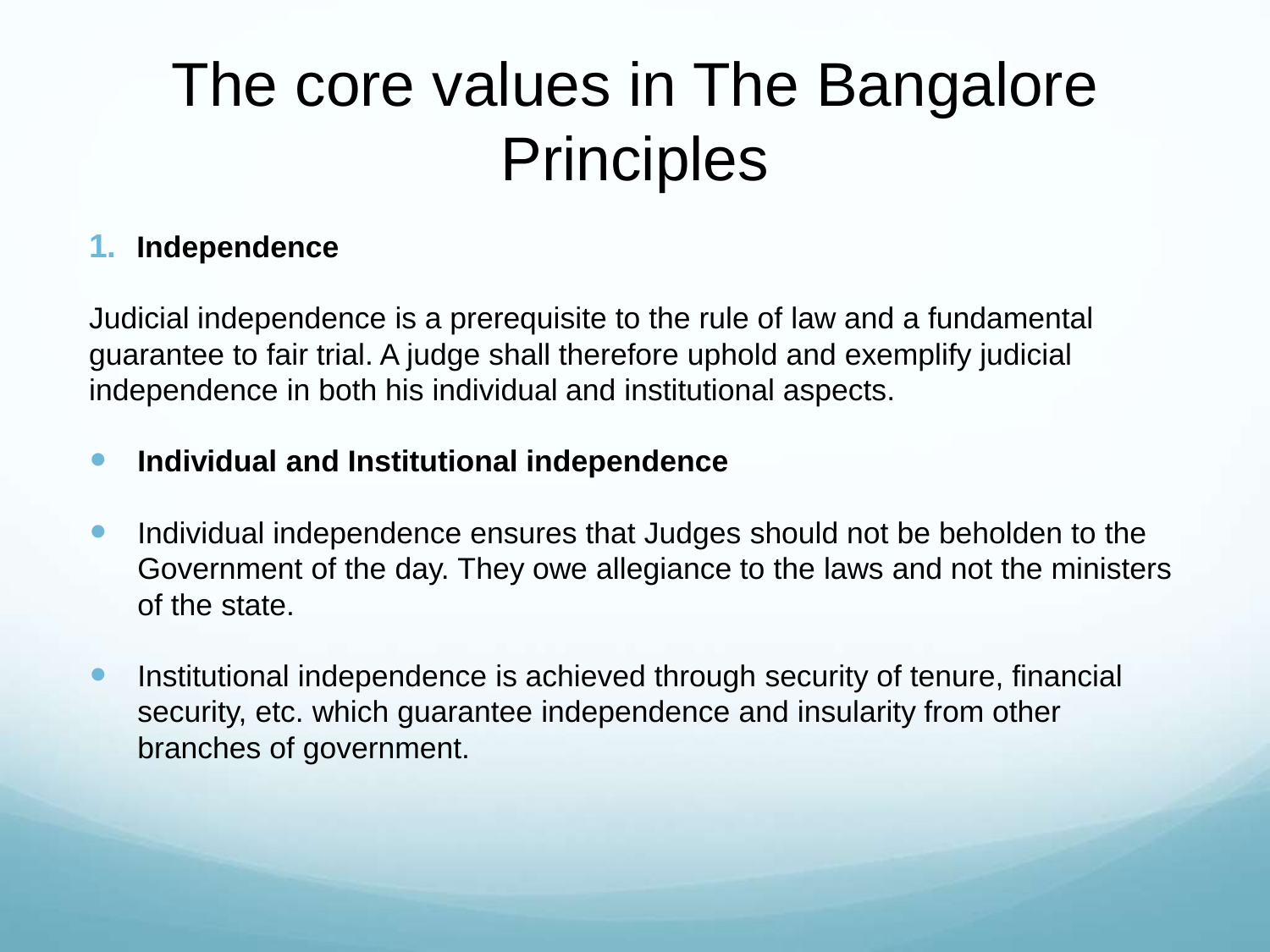# The core values in The Bangalore Principles

1. **Independence**

Judicial independence is a prerequisite to the rule of law and a fundamental guarantee to fair trial. A judge shall therefore uphold and exemplify judicial independence in both his individual and institutional aspects.

- **Individual and Institutional independence**
- Individual independence ensures that Judges should not be beholden to the Government of the day. They owe allegiance to the laws and not the ministers of the state.
- Institutional independence is achieved through security of tenure, financial security, etc. which guarantee independence and insularity from other branches of government.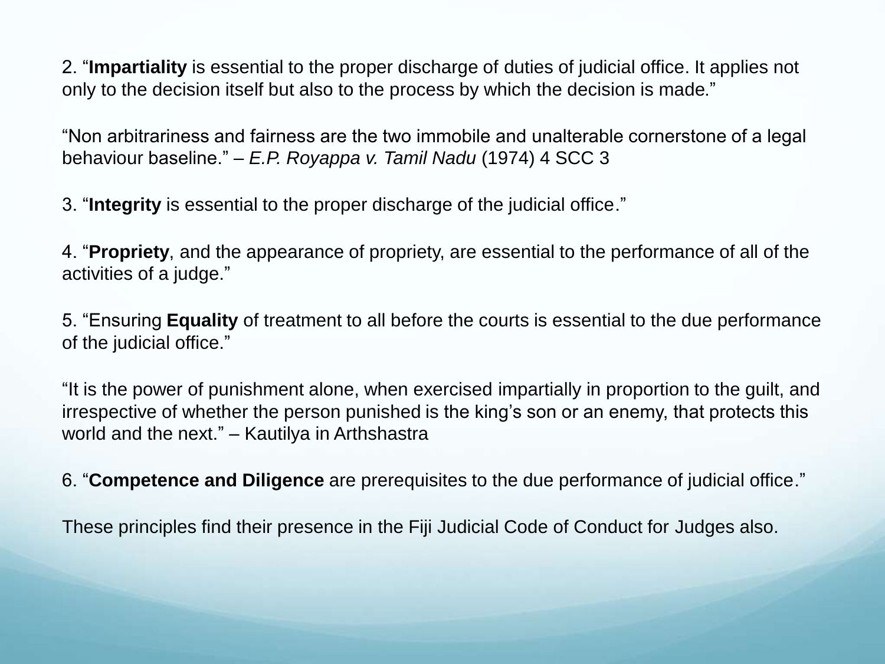2. "**Impartiality** is essential to the proper discharge of duties of judicial office. It applies not only to the decision itself but also to the process by which the decision is made."

"Non arbitrariness and fairness are the two immobile and unalterable cornerstone of a legal behaviour baseline." – *E.P. Royappa v. Tamil Nadu* (1974) 4 SCC 3

3. "**Integrity** is essential to the proper discharge of the judicial office."

4. "**Propriety**, and the appearance of propriety, are essential to the performance of all of the activities of a judge."

5. "Ensuring **Equality** of treatment to all before the courts is essential to the due performance of the judicial office."

"It is the power of punishment alone, when exercised impartially in proportion to the guilt, and irrespective of whether the person punished is the king's son or an enemy, that protects this world and the next." – Kautilya in Arthshastra

6. "**Competence and Diligence** are prerequisites to the due performance of judicial office."

These principles find their presence in the Fiji Judicial Code of Conduct for Judges also.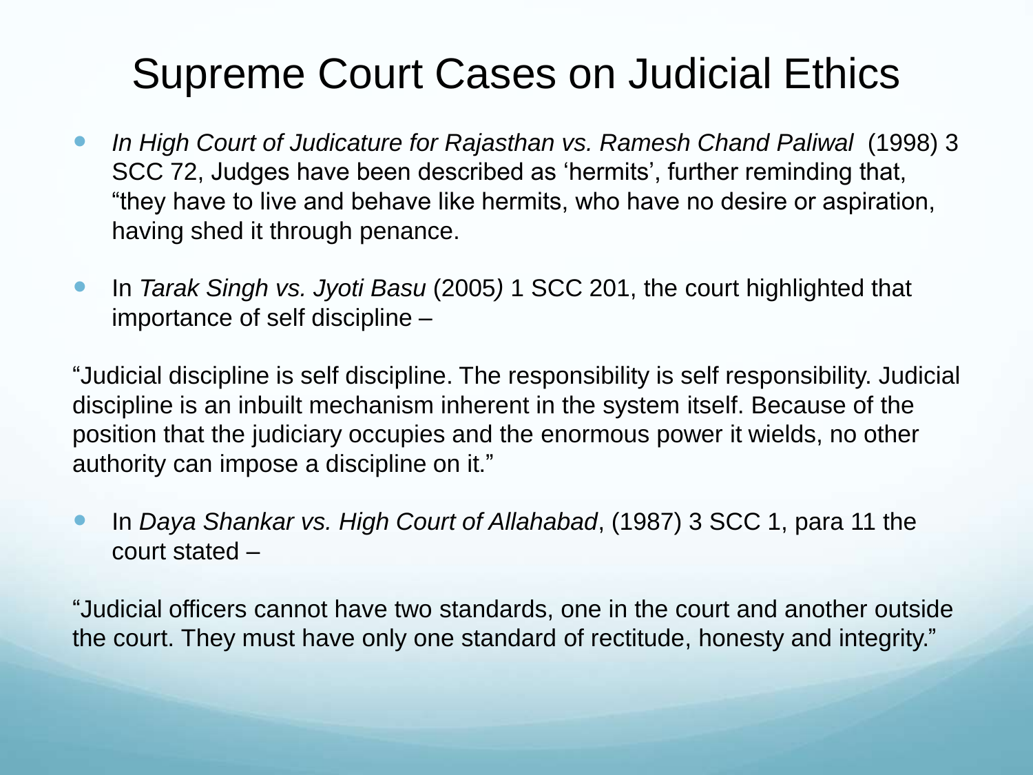# Supreme Court Cases on Judicial Ethics

- *In High Court of Judicature for Rajasthan vs. Ramesh Chand Paliwal* (1998) 3 SCC 72, Judges have been described as 'hermits', further reminding that, "they have to live and behave like hermits, who have no desire or aspiration, having shed it through penance.

- In *Tarak Singh vs. Jyoti Basu* (2005*)* 1 SCC 201, the court highlighted that importance of self discipline –

"Judicial discipline is self discipline. The responsibility is self responsibility. Judicial discipline is an inbuilt mechanism inherent in the system itself. Because of the position that the judiciary occupies and the enormous power it wields, no other authority can impose a discipline on it."

- In *Daya Shankar vs. High Court of Allahabad*, (1987) 3 SCC 1, para 11 the court stated –

"Judicial officers cannot have two standards, one in the court and another outside the court. They must have only one standard of rectitude, honesty and integrity."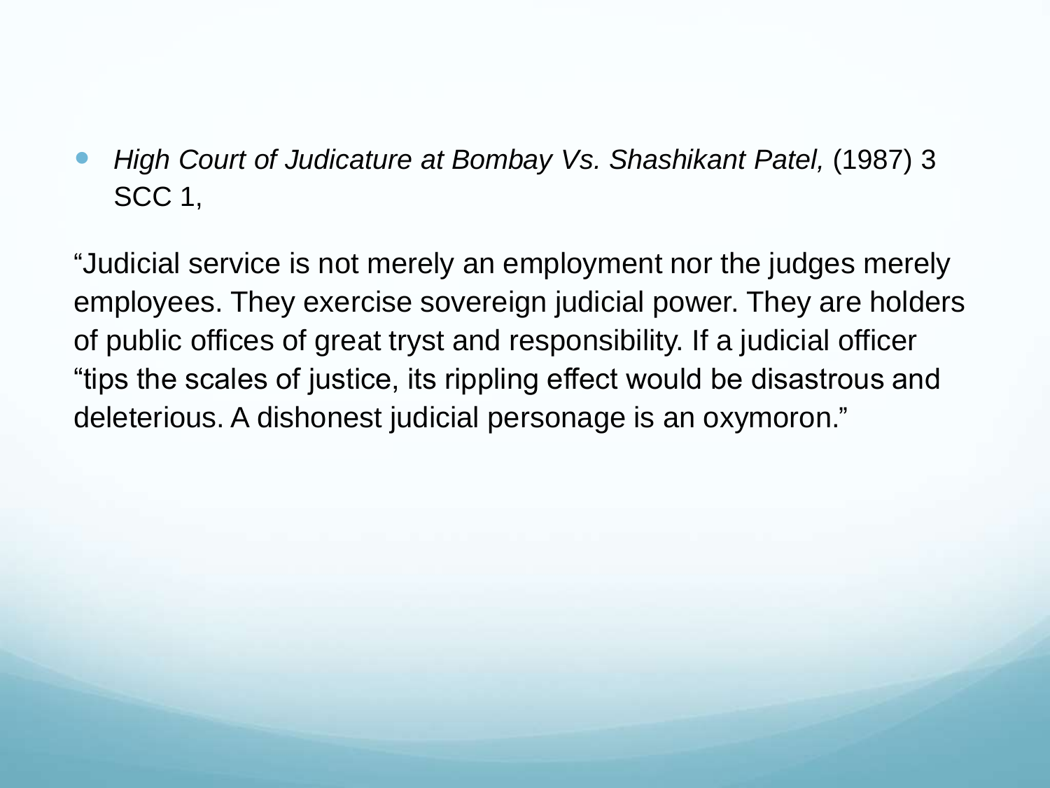- *High Court of Judicature at Bombay Vs. Shashikant Patel,* (1987) 3 SCC 1,

"Judicial service is not merely an employment nor the judges merely employees. They exercise sovereign judicial power. They are holders of public offices of great tryst and responsibility. If a judicial officer "tips the scales of justice, its rippling effect would be disastrous and deleterious. A dishonest judicial personage is an oxymoron."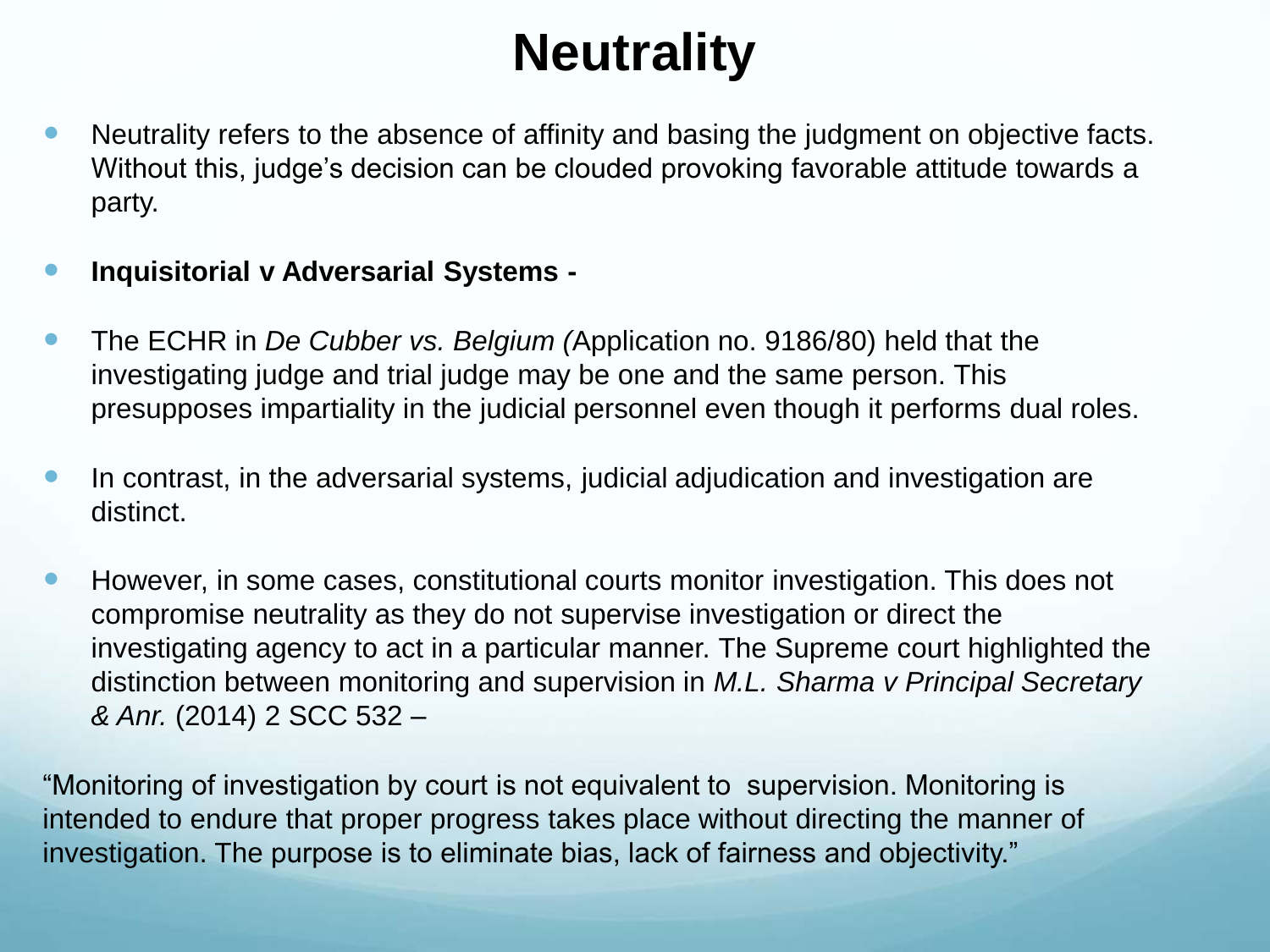# Neutrality

- Neutrality refers to the absence of affinity and basing the judgment on objective facts. Without this, judge's decision can be clouded provoking favorable attitude towards a party.

- **Inquisitorial v Adversarial Systems -**

- The ECHR in *De Cubber vs. Belgium (*Application no. 9186/80) held that the investigating judge and trial judge may be one and the same person. This presupposes impartiality in the judicial personnel even though it performs dual roles.

- In contrast, in the adversarial systems, judicial adjudication and investigation are distinct.

- However, in some cases, constitutional courts monitor investigation. This does not compromise neutrality as they do not supervise investigation or direct the investigating agency to act in a particular manner. The Supreme court highlighted the distinction between monitoring and supervision in *M.L. Sharma v Principal Secretary & Anr.* (2014) 2 SCC 532 –

"Monitoring of investigation by court is not equivalent to supervision. Monitoring is intended to endure that proper progress takes place without directing the manner of investigation. The purpose is to eliminate bias, lack of fairness and objectivity."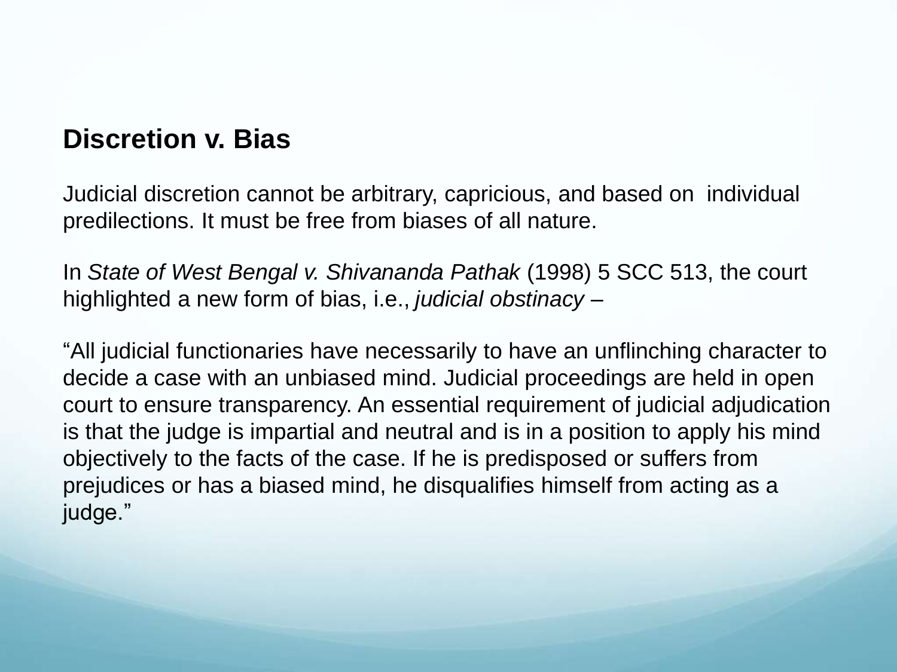## Discretion v. Bias

Judicial discretion cannot be arbitrary, capricious, and based on individual predilections. It must be free from biases of all nature.

In *State of West Bengal v. Shivananda Pathak* (1998) 5 SCC 513, the court highlighted a new form of bias, i.e., *judicial obstinacy* –

"All judicial functionaries have necessarily to have an unflinching character to decide a case with an unbiased mind. Judicial proceedings are held in open court to ensure transparency. An essential requirement of judicial adjudication is that the judge is impartial and neutral and is in a position to apply his mind objectively to the facts of the case. If he is predisposed or suffers from prejudices or has a biased mind, he disqualifies himself from acting as a judge."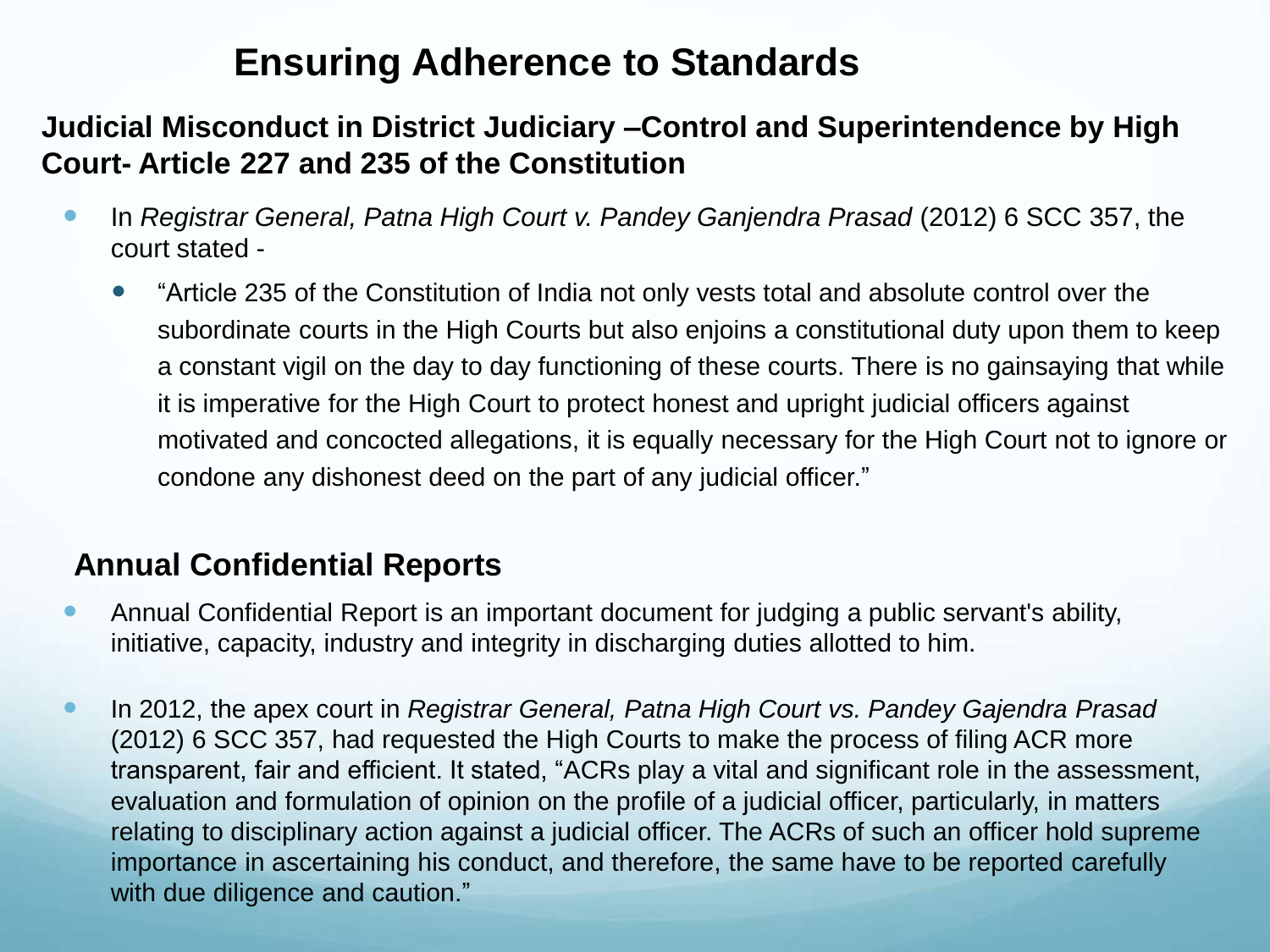# Ensuring Adherence to Standards

## Judicial Misconduct in District Judiciary –Control and Superintendence by High Court- Article 227 and 235 of the Constitution

- In *Registrar General, Patna High Court v. Pandey Ganjendra Prasad* (2012) 6 SCC 357, the court stated -
  - "Article 235 of the Constitution of India not only vests total and absolute control over the subordinate courts in the High Courts but also enjoins a constitutional duty upon them to keep a constant vigil on the day to day functioning of these courts. There is no gainsaying that while it is imperative for the High Court to protect honest and upright judicial officers against motivated and concocted allegations, it is equally necessary for the High Court not to ignore or condone any dishonest deed on the part of any judicial officer."

## Annual Confidential Reports

- Annual Confidential Report is an important document for judging a public servant's ability, initiative, capacity, industry and integrity in discharging duties allotted to him.
- In 2012, the apex court in *Registrar General, Patna High Court vs. Pandey Gajendra Prasad* (2012) 6 SCC 357, had requested the High Courts to make the process of filing ACR more transparent, fair and efficient. It stated, "ACRs play a vital and significant role in the assessment, evaluation and formulation of opinion on the profile of a judicial officer, particularly, in matters relating to disciplinary action against a judicial officer. The ACRs of such an officer hold supreme importance in ascertaining his conduct, and therefore, the same have to be reported carefully with due diligence and caution."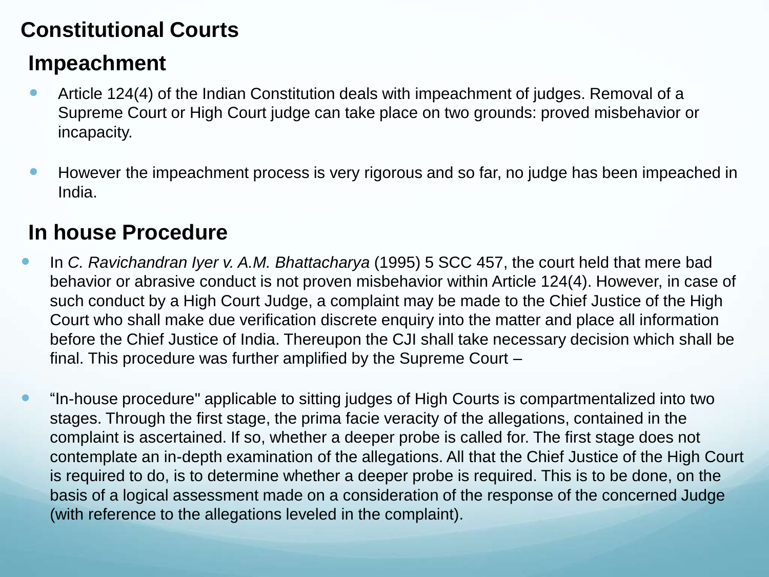# Constitutional Courts

## Impeachment

- Article 124(4) of the Indian Constitution deals with impeachment of judges. Removal of a Supreme Court or High Court judge can take place on two grounds: proved misbehavior or incapacity.
- However the impeachment process is very rigorous and so far, no judge has been impeached in India.

## In house Procedure

- In *C. Ravichandran Iyer v. A.M. Bhattacharya* (1995) 5 SCC 457, the court held that mere bad behavior or abrasive conduct is not proven misbehavior within Article 124(4). However, in case of such conduct by a High Court Judge, a complaint may be made to the Chief Justice of the High Court who shall make due verification discrete enquiry into the matter and place all information before the Chief Justice of India. Thereupon the CJI shall take necessary decision which shall be final. This procedure was further amplified by the Supreme Court –
- "In-house procedure" applicable to sitting judges of High Courts is compartmentalized into two stages. Through the first stage, the prima facie veracity of the allegations, contained in the complaint is ascertained. If so, whether a deeper probe is called for. The first stage does not contemplate an in-depth examination of the allegations. All that the Chief Justice of the High Court is required to do, is to determine whether a deeper probe is required. This is to be done, on the basis of a logical assessment made on a consideration of the response of the concerned Judge (with reference to the allegations leveled in the complaint).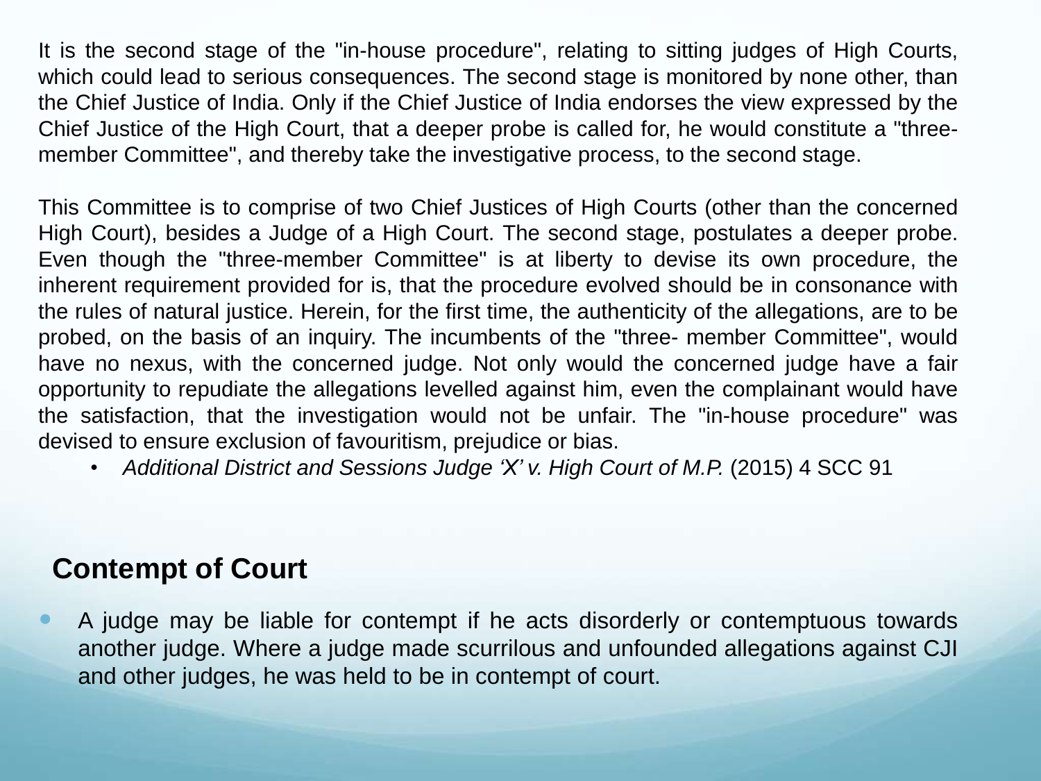It is the second stage of the "in-house procedure", relating to sitting judges of High Courts, which could lead to serious consequences. The second stage is monitored by none other, than the Chief Justice of India. Only if the Chief Justice of India endorses the view expressed by the Chief Justice of the High Court, that a deeper probe is called for, he would constitute a "three-member Committee", and thereby take the investigative process, to the second stage.

This Committee is to comprise of two Chief Justices of High Courts (other than the concerned High Court), besides a Judge of a High Court. The second stage, postulates a deeper probe. Even though the "three-member Committee" is at liberty to devise its own procedure, the inherent requirement provided for is, that the procedure evolved should be in consonance with the rules of natural justice. Herein, for the first time, the authenticity of the allegations, are to be probed, on the basis of an inquiry. The incumbents of the "three- member Committee", would have no nexus, with the concerned judge. Not only would the concerned judge have a fair opportunity to repudiate the allegations levelled against him, even the complainant would have the satisfaction, that the investigation would not be unfair. The "in-house procedure" was devised to ensure exclusion of favouritism, prejudice or bias.

- *Additional District and Sessions Judge 'X' v. High Court of M.P.* (2015) 4 SCC 91

## Contempt of Court

- A judge may be liable for contempt if he acts disorderly or contemptuous towards another judge. Where a judge made scurrilous and unfounded allegations against CJI and other judges, he was held to be in contempt of court.